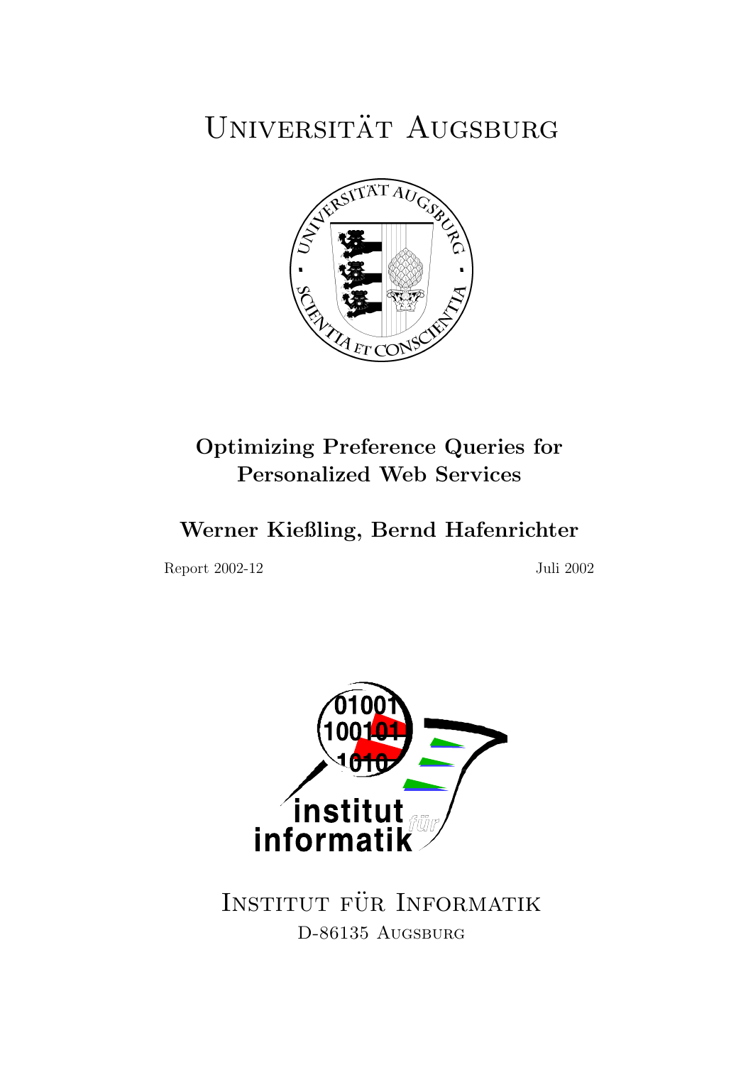# Universität Augsburg

## Optimizing Preference Queries for Personalized Web Services

**Werner Kießling, Bernd Hafenrichter**

Report 2002-12 Juli 2002

Institut für Informatik
D-86135 Augsburg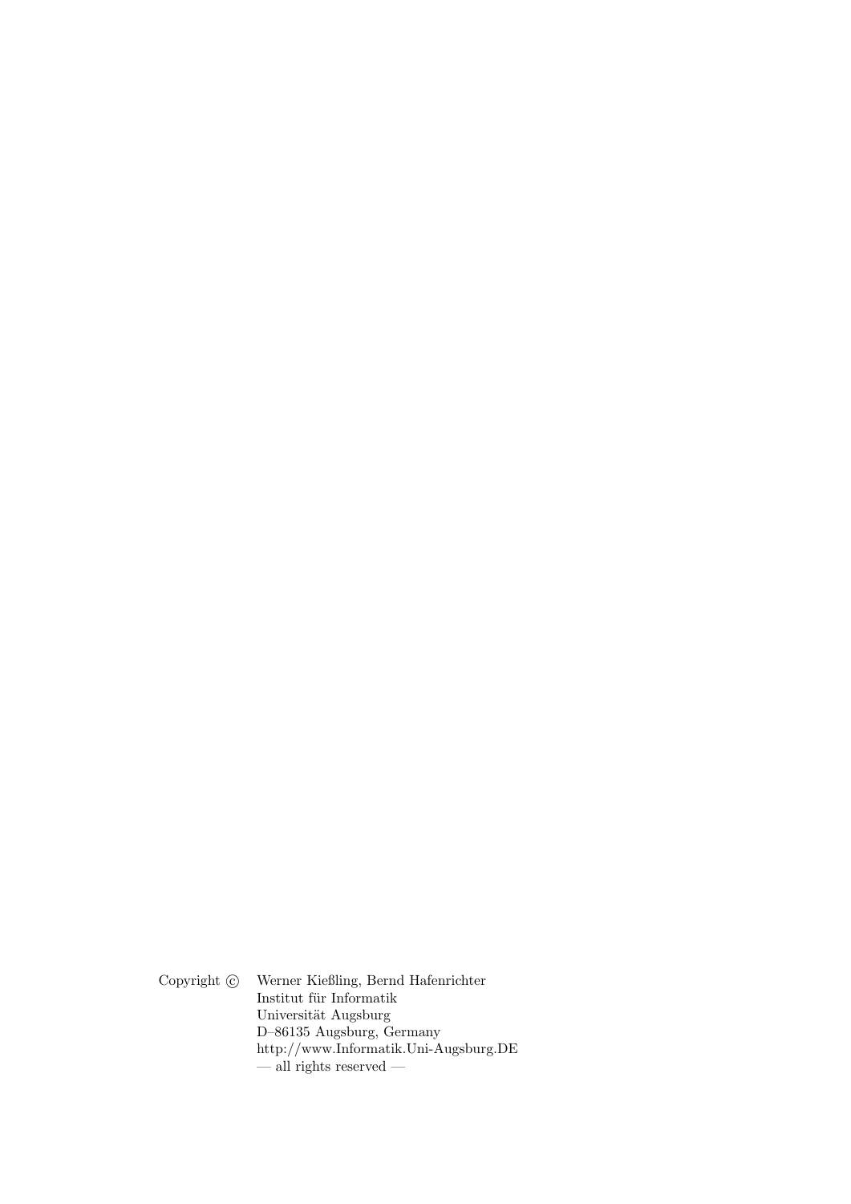Copyright © Werner Kießling, Bernd Hafenrichter
Institut für Informatik
Universität Augsburg
D–86135 Augsburg, Germany
http://www.Informatik.Uni-Augsburg.DE
— all rights reserved —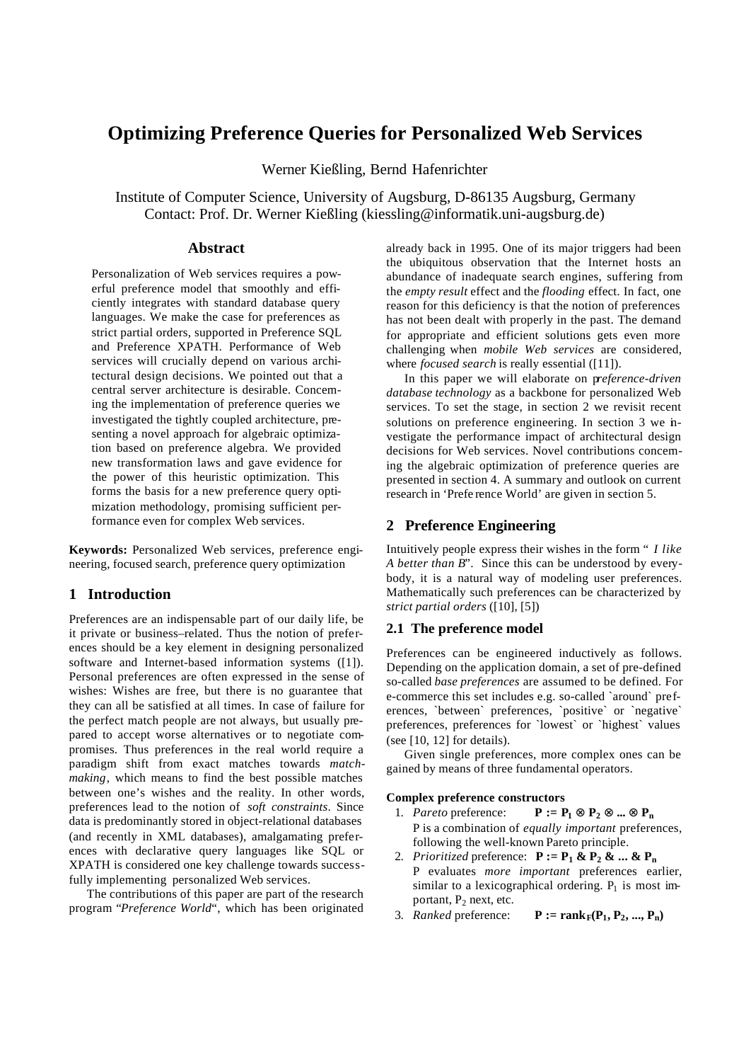# Optimizing Preference Queries for Personalized Web Services

Werner Kießling, Bernd Hafenrichter

Institute of Computer Science, University of Augsburg, D-86135 Augsburg, Germany
Contact: Prof. Dr. Werner Kießling (kiessling@informatik.uni-augsburg.de)

## Abstract

Personalization of Web services requires a powerful preference model that smoothly and efficiently integrates with standard database query languages. We make the case for preferences as strict partial orders, supported in Preference SQL and Preference XPATH. Performance of Web services will crucially depend on various architectural design decisions. We pointed out that a central server architecture is desirable. Concerning the implementation of preference queries we investigated the tightly coupled architecture, presenting a novel approach for algebraic optimization based on preference algebra. We provided new transformation laws and gave evidence for the power of this heuristic optimization. This forms the basis for a new preference query optimization methodology, promising sufficient performance even for complex Web services.

**Keywords:** Personalized Web services, preference engineering, focused search, preference query optimization

## 1 Introduction

Preferences are an indispensable part of our daily life, be it private or business–related. Thus the notion of preferences should be a key element in designing personalized software and Internet-based information systems ([1]). Personal preferences are often expressed in the sense of wishes: Wishes are free, but there is no guarantee that they can all be satisfied at all times. In case of failure for the perfect match people are not always, but usually prepared to accept worse alternatives or to negotiate compromises. Thus preferences in the real world require a paradigm shift from exact matches towards *match-making*, which means to find the best possible matches between one's wishes and the reality. In other words, preferences lead to the notion of *soft constraints*. Since data is predominantly stored in object-relational databases (and recently in XML databases), amalgamating preferences with declarative query languages like SQL or XPATH is considered one key challenge towards successfully implementing personalized Web services.

The contributions of this paper are part of the research program "*Preference World*", which has been originated already back in 1995. One of its major triggers had been the ubiquitous observation that the Internet hosts an abundance of inadequate search engines, suffering from the *empty result* effect and the *flooding* effect. In fact, one reason for this deficiency is that the notion of preferences has not been dealt with properly in the past. The demand for appropriate and efficient solutions gets even more challenging when *mobile Web services* are considered, where *focused search* is really essential ([11]).

In this paper we will elaborate on *preference-driven database technology* as a backbone for personalized Web services. To set the stage, in section 2 we revisit recent solutions on preference engineering. In section 3 we investigate the performance impact of architectural design decisions for Web services. Novel contributions concerning the algebraic optimization of preference queries are presented in section 4. A summary and outlook on current research in 'Preference World' are given in section 5.

## 2 Preference Engineering

Intuitively people express their wishes in the form " *I like A better than B*". Since this can be understood by everybody, it is a natural way of modeling user preferences. Mathematically such preferences can be characterized by *strict partial orders* ([10], [5])

### 2.1 The preference model

Preferences can be engineered inductively as follows. Depending on the application domain, a set of pre-defined so-called *base preferences* are assumed to be defined. For e-commerce this set includes e.g. so-called `around` preferences, `between` preferences, `positive` or `negative` preferences, preferences for `lowest` or `highest` values (see [10, 12] for details).

Given single preferences, more complex ones can be gained by means of three fundamental operators.

**Complex preference constructors**

1. *Pareto* preference: $\mathbf{P := P_1 \otimes P_2 \otimes ... \otimes P_n}$
   P is a combination of *equally important* preferences, following the well-known Pareto principle.
2. *Prioritized* preference: $\mathbf{P := P_1 \ \& \ P_2 \ \& \ ... \ \& \ P_n}$
   P evaluates *more important* preferences earlier, similar to a lexicographical ordering. $P_1$ is most important, $P_2$ next, etc.
3. *Ranked* preference: $\mathbf{P := rank_F(P_1, P_2, ..., P_n)}$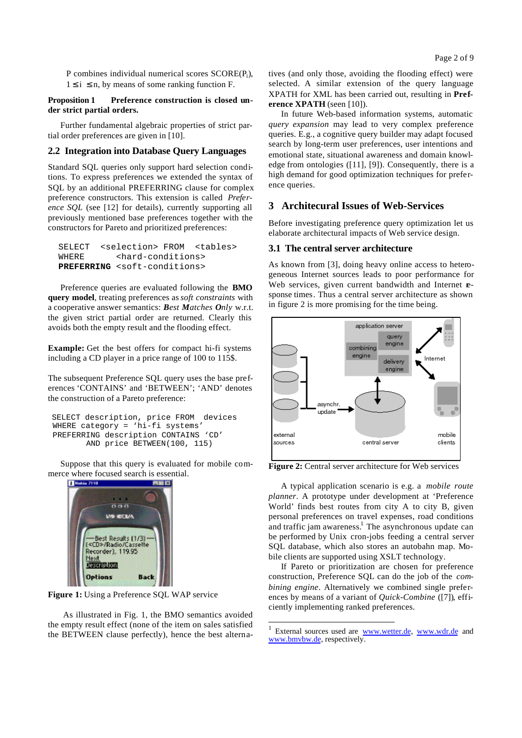P combines individual numerical scores SCORE($P_i$), $1 \le i \le n$, by means of some ranking function F.

**Proposition 1  Preference construction is closed under strict partial orders.**

Further fundamental algebraic properties of strict partial order preferences are given in [10].

## 2.2 Integration into Database Query Languages

Standard SQL queries only support hard selection conditions. To express preferences we extended the syntax of SQL by an additional PREFERRING clause for complex preference constructors. This extension is called *Preference SQL* (see [12] for details), currently supporting all previously mentioned base preferences together with the constructors for Pareto and prioritized preferences:

```
SELECT  <selection> FROM  <tables>
WHERE       <hard-conditions>
PREFERRING <soft-conditions>
```

Preference queries are evaluated following the **BMO query model**, treating preferences as *soft constraints* with a cooperative answer semantics: ***B****est* ***M****atches* ***O****nly* w.r.t. the given strict partial order are returned. Clearly this avoids both the empty result and the flooding effect.

**Example:** Get the best offers for compact hi-fi systems including a CD player in a price range of 100 to 115$.

The subsequent Preference SQL query uses the base preferences 'CONTAINS' and 'BETWEEN'; 'AND' denotes the construction of a Pareto preference:

```
SELECT description, price FROM  devices
WHERE category = 'hi-fi systems'
PREFERRING description CONTAINS 'CD'
        AND price BETWEEN(100, 115)
```

Suppose that this query is evaluated for mobile commerce where focused search is essential.

**Figure 1:** Using a Preference SQL WAP service

As illustrated in Fig. 1, the BMO semantics avoided the empty result effect (none of the item on sales satisfied the BETWEEN clause perfectly), hence the best alternatives (and only those, avoiding the flooding effect) were selected. A similar extension of the query language XPATH for XML has been carried out, resulting in **Preference XPATH** (seen [10]).

In future Web-based information systems, automatic *query expansion* may lead to very complex preference queries. E.g., a cognitive query builder may adapt focused search by long-term user preferences, user intentions and emotional state, situational awareness and domain knowledge from ontologies ([11], [9]). Consequently, there is a high demand for good optimization techniques for preference queries.

# 3 Architecural Issues of Web-Services

Before investigating preference query optimization let us elaborate architectural impacts of Web service design.

## 3.1 The central server architecture

As known from [3], doing heavy online access to heterogeneous Internet sources leads to poor performance for Web services, given current bandwidth and Internet response times. Thus a central server architecture as shown in figure 2 is more promising for the time being.

**Figure 2:** Central server architecture for Web services

A typical application scenario is e.g. a *mobile route planner*. A prototype under development at 'Preference World' finds best routes from city A to city B, given personal preferences on travel expenses, road conditions and traffic jam awareness.[1] The asynchronous update can be performed by Unix cron-jobs feeding a central server SQL database, which also stores an autobahn map. Mobile clients are supported using XSLT technology.

If Pareto or prioritization are chosen for preference construction, Preference SQL can do the job of the *combining engine*. Alternatively we combined single preferences by means of a variant of *Quick-Combine* ([7]), efficiently implementing ranked preferences.

---

[1] External sources used are www.wetter.de, www.wdr.de and www.bmvbw.de, respectively.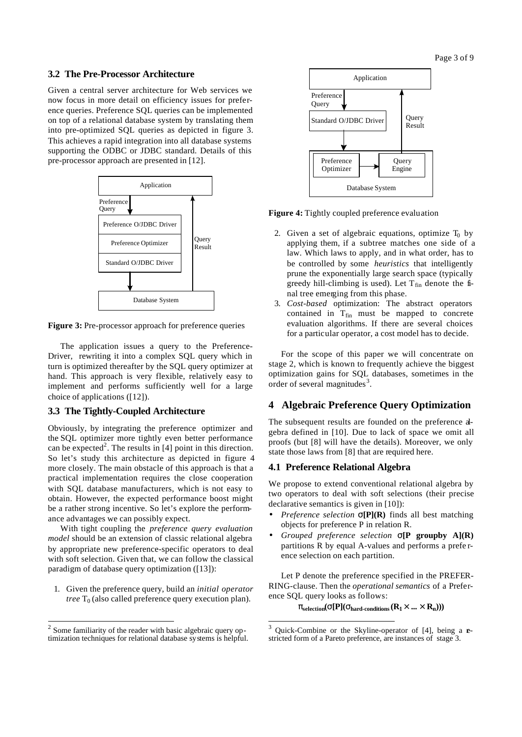### 3.2 The Pre-Processor Architecture

Given a central server architecture for Web services we now focus in more detail on efficiency issues for preference queries. Preference SQL queries can be implemented on top of a relational database system by translating them into pre-optimized SQL queries as depicted in figure 3. This achieves a rapid integration into all database systems supporting the ODBC or JDBC standard. Details of this pre-processor approach are presented in [12].

Application

Preference Query

Preference O/JDBC Driver

Preference Optimizer

Standard O/JDBC Driver

Query Result

Database System

**Figure 3:** Pre-processor approach for preference queries

The application issues a query to the Preference-Driver, rewriting it into a complex SQL query which in turn is optimized thereafter by the SQL query optimizer at hand. This approach is very flexible, relatively easy to implement and performs sufficiently well for a large choice of applications ([12]).

### 3.3 The Tightly-Coupled Architecture

Obviously, by integrating the preference optimizer and the SQL optimizer more tightly even better performance can be expected[2]. The results in [4] point in this direction. So let's study this architecture as depicted in figure 4 more closely. The main obstacle of this approach is that a practical implementation requires the close cooperation with SQL database manufacturers, which is not easy to obtain. However, the expected performance boost might be a rather strong incentive. So let's explore the performance advantages we can possibly expect.

With tight coupling the *preference query evaluation model* should be an extension of classic relational algebra by appropriate new preference-specific operators to deal with soft selection. Given that, we can follow the classical paradigm of database query optimization ([13]):

1. Given the preference query, build an *initial operator tree* $T_0$ (also called preference query execution plan).

Application

Preference Query

Standard O/JDBC Driver

Query Result

Preference Optimizer

Query Engine

Database System

**Figure 4:** Tightly coupled preference evaluation

2. Given a set of algebraic equations, optimize $T_0$ by applying them, if a subtree matches one side of a law. Which laws to apply, and in what order, has to be controlled by some *heuristics* that intelligently prune the exponentially large search space (typically greedy hill-climbing is used). Let $T_{fin}$ denote the final tree emerging from this phase.
3. *Cost-based* optimization: The abstract operators contained in $T_{fin}$ must be mapped to concrete evaluation algorithms. If there are several choices for a particular operator, a cost model has to decide.

For the scope of this paper we will concentrate on stage 2, which is known to frequently achieve the biggest optimization gains for SQL databases, sometimes in the order of several magnitudes[3].

## 4 Algebraic Preference Query Optimization

The subsequent results are founded on the preference algebra defined in [10]. Due to lack of space we omit all proofs (but [8] will have the details). Moreover, we only state those laws from [8] that are required here.

### 4.1 Preference Relational Algebra

We propose to extend conventional relational algebra by two operators to deal with soft selections (their precise declarative semantics is given in [10]):

- *Preference selection* **σ[P](R)** finds all best matching objects for preference P in relation R.
- *Grouped preference selection* **σ[P groupby A](R)** partitions R by equal A-values and performs a preference selection on each partition.

Let P denote the preference specified in the PREFERRING-clause. Then the *operational semantics* of a Preference SQL query looks as follows:

$$\pi_{selection}(\sigma[P](\sigma_{hard\text{-}conditions}(R_1 \times \ldots \times R_n)))$$

[2] Some familiarity of the reader with basic algebraic query optimization techniques for relational database systems is helpful.

[3] Quick-Combine or the Skyline-operator of [4], being a restricted form of a Pareto preference, are instances of stage 3.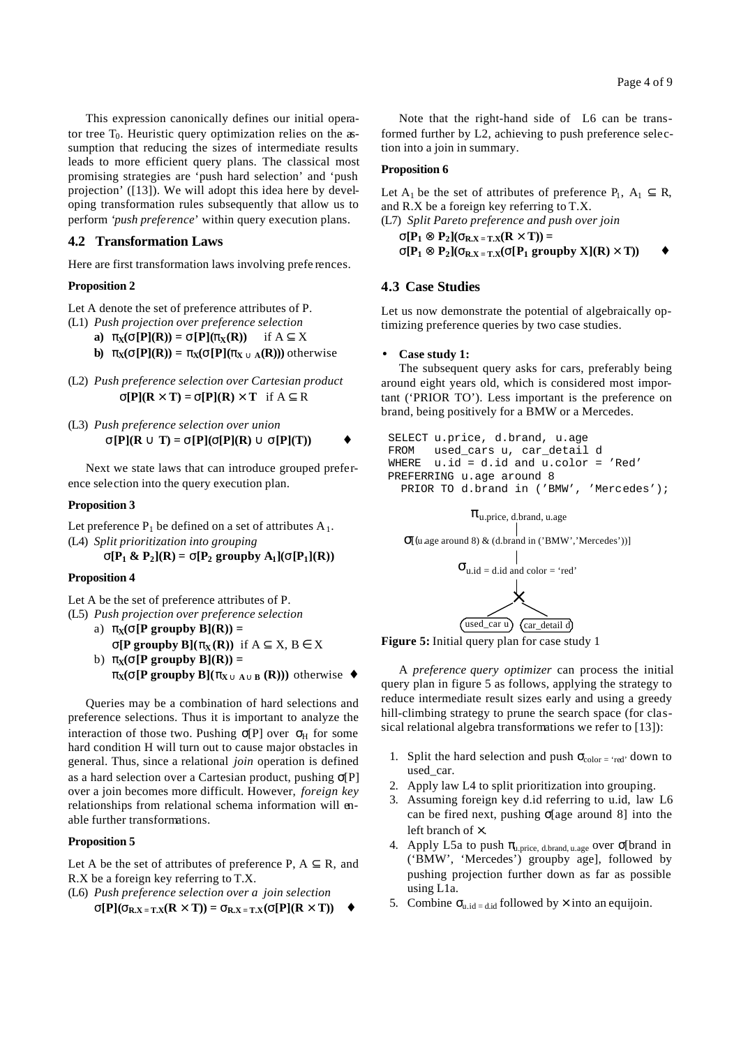This expression canonically defines our initial operator tree $T_0$. Heuristic query optimization relies on the assumption that reducing the sizes of intermediate results leads to more efficient query plans. The classical most promising strategies are 'push hard selection' and 'push projection' ([13]). We will adopt this idea here by developing transformation rules subsequently that allow us to perform *'push preference'* within query execution plans.

## 4.2 Transformation Laws

Here are first transformation laws involving preferences.

**Proposition 2**

Let A denote the set of preference attributes of P.

(L1) *Push projection over preference selection*

**a)** $\pi_X(\sigma[P](R)) = \sigma[P](\pi_X(R))$ if $A \subseteq X$

**b)** $\pi_X(\sigma[P](R)) = \pi_X(\sigma[P](\pi_{X \cup A}(R)))$ otherwise

(L2) *Push preference selection over Cartesian product*

$\sigma[P](R \times T) = \sigma[P](R) \times T$ if $A \subseteq R$

(L3) *Push preference selection over union*

$\sigma[P](R \cup T) = \sigma[P](\sigma[P](R) \cup \sigma[P](T))$ ♦

Next we state laws that can introduce grouped preference selection into the query execution plan.

**Proposition 3**

Let preference $P_1$ be defined on a set of attributes $A_1$.

(L4) *Split prioritization into grouping*

$\sigma[P_1 \,\&\, P_2](R) = \sigma[P_2 \text{ groupby } A_1](\sigma[P_1](R))$

**Proposition 4**

Let A be the set of preference attributes of P.

(L5) *Push projection over preference selection*

a) $\pi_X(\sigma[P \text{ groupby } B](R)) =$
$\sigma[P \text{ groupby } B](\pi_X(R))$ if $A \subseteq X$, $B \in X$

b) $\pi_X(\sigma[P \text{ groupby } B](R)) =$
$\pi_X(\sigma[P \text{ groupby } B](\pi_{X \cup A \cup B}(R)))$ otherwise ♦

Queries may be a combination of hard selections and preference selections. Thus it is important to analyze the interaction of those two. Pushing $\sigma[P]$ over $\sigma_H$ for some hard condition H will turn out to cause major obstacles in general. Thus, since a relational *join* operation is defined as a hard selection over a Cartesian product, pushing $\sigma[P]$ over a join becomes more difficult. However, *foreign key* relationships from relational schema information will enable further transformations.

**Proposition 5**

Let A be the set of attributes of preference P, $A \subseteq R$, and R.X be a foreign key referring to T.X.

(L6) *Push preference selection over a join selection*

$\sigma[P](\sigma_{R.X = T.X}(R \times T)) = \sigma_{R.X = T.X}(\sigma[P](R \times T))$ ♦

Note that the right-hand side of L6 can be transformed further by L2, achieving to push preference selection into a join in summary.

**Proposition 6**

Let $A_1$ be the set of attributes of preference $P_1$, $A_1 \subseteq R$, and R.X be a foreign key referring to T.X.

(L7) *Split Pareto preference and push over join*

$\sigma[P_1 \otimes P_2](\sigma_{R.X = T.X}(R \times T)) =$
$\sigma[P_1 \otimes P_2](\sigma_{R.X = T.X}(\sigma[P_1 \text{ groupby } X](R) \times T))$ ♦

## 4.3 Case Studies

Let us now demonstrate the potential of algebraically optimizing preference queries by two case studies.

- **Case study 1:**

The subsequent query asks for cars, preferably being around eight years old, which is considered most important ('PRIOR TO'). Less important is the preference on brand, being positively for a BMW or a Mercedes.

```
SELECT u.price, d.brand, u.age
FROM   used_cars u, car_detail d
WHERE  u.id = d.id and u.color = 'Red'
PREFERRING u.age around 8
  PRIOR TO d.brand in ('BMW', 'Mercedes');
```

$\pi_{u.price,\, d.brand,\, u.age}$
|
$\sigma[(u.age \text{ around } 8) \,\&\, (d.brand \text{ in } ('BMW','Mercedes'))]$
|
$\sigma_{u.id = d.id \text{ and } color = 'red'}$
|
$\times$
used_car u    car_detail d

**Figure 5:** Initial query plan for case study 1

A *preference query optimizer* can process the initial query plan in figure 5 as follows, applying the strategy to reduce intermediate result sizes early and using a greedy hill-climbing strategy to prune the search space (for classical relational algebra transformations we refer to [13]):

1. Split the hard selection and push $\sigma_{color = 'red'}$ down to used_car.
2. Apply law L4 to split prioritization into grouping.
3. Assuming foreign key d.id referring to u.id, law L6 can be fired next, pushing $\sigma$[age around 8] into the left branch of $\times$.
4. Apply L5a to push $\pi_{u.price,\, d.brand,\, u.age}$ over $\sigma$[brand in ('BMW', 'Mercedes') groupby age], followed by pushing projection further down as far as possible using L1a.
5. Combine $\sigma_{u.id = d.id}$ followed by $\times$ into an equijoin.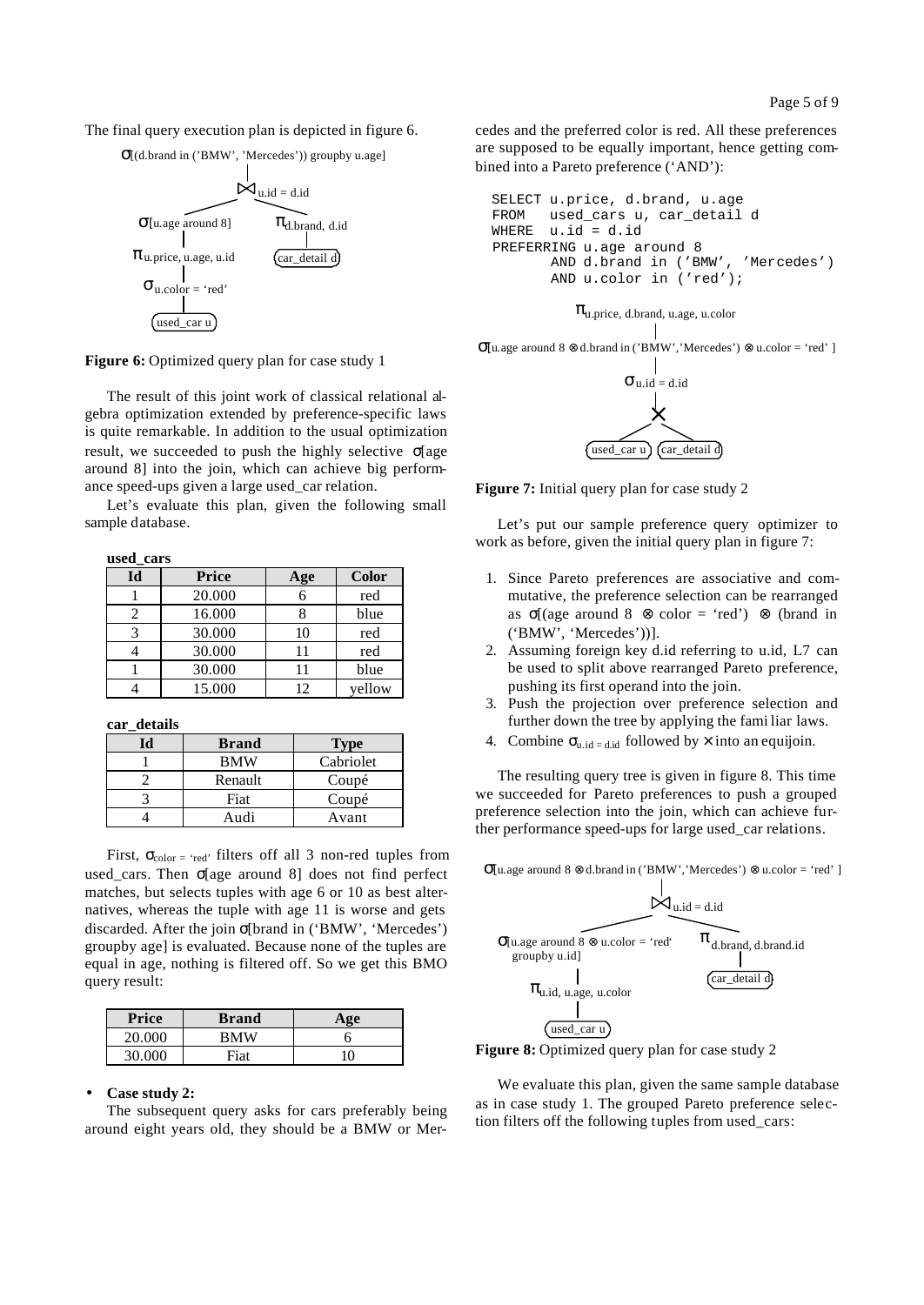The final query execution plan is depicted in figure 6.

Figure 6: Optimized query plan for case study 1

The result of this joint work of classical relational algebra optimization extended by preference-specific laws is quite remarkable. In addition to the usual optimization result, we succeeded to push the highly selective σ[age around 8] into the join, which can achieve big performance speed-ups given a large used_car relation.

Let's evaluate this plan, given the following small sample database.

**used_cars**

| Id | Price | Age | Color |
|---|---|---|---|
| 1 | 20.000 | 6 | red |
| 2 | 16.000 | 8 | blue |
| 3 | 30.000 | 10 | red |
| 4 | 30.000 | 11 | red |
| 1 | 30.000 | 11 | blue |
| 4 | 15.000 | 12 | yellow |

**car_details**

| Id | Brand | Type |
|---|---|---|
| 1 | BMW | Cabriolet |
| 2 | Renault | Coupé |
| 3 | Fiat | Coupé |
| 4 | Audi | Avant |

First, $\sigma_{color = 'red'}$ filters off all 3 non-red tuples from used_cars. Then σ[age around 8] does not find perfect matches, but selects tuples with age 6 or 10 as best alternatives, whereas the tuple with age 11 is worse and gets discarded. After the join σ[brand in ('BMW', 'Mercedes') groupby age] is evaluated. Because none of the tuples are equal in age, nothing is filtered off. So we get this BMO query result:

| Price | Brand | Age |
|---|---|---|
| 20.000 | BMW | 6 |
| 30.000 | Fiat | 10 |

- **Case study 2:**

The subsequent query asks for cars preferably being around eight years old, they should be a BMW or Mercedes and the preferred color is red. All these preferences are supposed to be equally important, hence getting combined into a Pareto preference ('AND'):

```
SELECT u.price, d.brand, u.age
FROM   used_cars u, car_detail d
WHERE  u.id = d.id
PREFERRING u.age around 8
       AND d.brand in ('BMW', 'Mercedes')
       AND u.color in ('red');
```

Figure 7: Initial query plan for case study 2

Let's put our sample preference query optimizer to work as before, given the initial query plan in figure 7:

1. Since Pareto preferences are associative and commutative, the preference selection can be rearranged as σ[(age around 8 ⊗ color = 'red') ⊗ (brand in ('BMW', 'Mercedes'))].
2. Assuming foreign key d.id referring to u.id, L7 can be used to split above rearranged Pareto preference, pushing its first operand into the join.
3. Push the projection over preference selection and further down the tree by applying the familiar laws.
4. Combine $\sigma_{u.id = d.id}$ followed by × into an equijoin.

The resulting query tree is given in figure 8. This time we succeeded for Pareto preferences to push a grouped preference selection into the join, which can achieve further performance speed-ups for large used_car relations.

Figure 8: Optimized query plan for case study 2

We evaluate this plan, given the same sample database as in case study 1. The grouped Pareto preference selection filters off the following tuples from used_cars: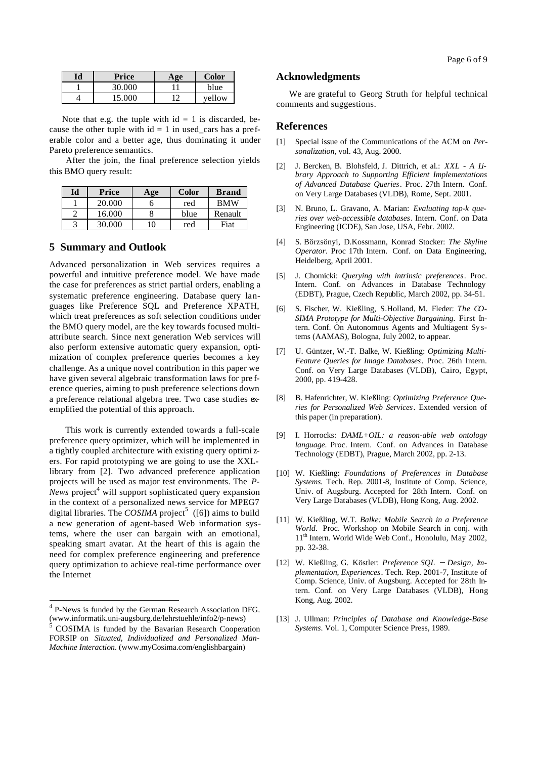| Id | Price | Age | Color |
|---|---|---|---|
| 1 | 30.000 | 11 | blue |
| 4 | 15.000 | 12 | yellow |

Note that e.g. the tuple with id = 1 is discarded, because the other tuple with id = 1 in used_cars has a preferable color and a better age, thus dominating it under Pareto preference semantics.

After the join, the final preference selection yields this BMO query result:

| Id | Price | Age | Color | Brand |
|---|---|---|---|---|
| 1 | 20.000 | 6 | red | BMW |
| 2 | 16.000 | 8 | blue | Renault |
| 3 | 30.000 | 10 | red | Fiat |

## 5 Summary and Outlook

Advanced personalization in Web services requires a powerful and intuitive preference model. We have made the case for preferences as strict partial orders, enabling a systematic preference engineering. Database query languages like Preference SQL and Preference XPATH, which treat preferences as soft selection conditions under the BMO query model, are the key towards focused multi-attribute search. Since next generation Web services will also perform extensive automatic query expansion, optimization of complex preference queries becomes a key challenge. As a unique novel contribution in this paper we have given several algebraic transformation laws for preference queries, aiming to push preference selections down a preference relational algebra tree. Two case studies exemplified the potential of this approach.

This work is currently extended towards a full-scale preference query optimizer, which will be implemented in a tightly coupled architecture with existing query optimizers. For rapid prototyping we are going to use the XXL-library from [2]. Two advanced preference application projects will be used as major test environments. The *P-News* project[4] will support sophisticated query expansion in the context of a personalized news service for MPEG7 digital libraries. The *COSIMA* project[5] ([6]) aims to build a new generation of agent-based Web information systems, where the user can bargain with an emotional, speaking smart avatar. At the heart of this is again the need for complex preference engineering and preference query optimization to achieve real-time performance over the Internet

[4] P-News is funded by the German Research Association DFG. (www.informatik.uni-augsburg.de/lehrstuehle/info2/p-news)

[5] COSIMA is funded by the Bavarian Research Cooperation FORSIP on *Situated, Individualized and Personalized Man-Machine Interaction.* (www.myCosima.com/englishbargain)

## Acknowledgments

We are grateful to Georg Struth for helpful technical comments and suggestions.

## References

[1] Special issue of the Communications of the ACM on *Personalization*, vol. 43, Aug. 2000.

[2] J. Bercken, B. Blohsfeld, J. Dittrich, et al.: *XXL - A Library Approach to Supporting Efficient Implementations of Advanced Database Queries*. Proc. 27th Intern. Conf. on Very Large Databases (VLDB), Rome, Sept. 2001.

[3] N. Bruno, L. Gravano, A. Marian: *Evaluating top-k queries over web-accessible databases*. Intern. Conf. on Data Engineering (ICDE), San Jose, USA, Febr. 2002.

[4] S. Börzsönyi, D.Kossmann, Konrad Stocker: *The Skyline Operator*. Proc 17th Intern. Conf. on Data Engineering, Heidelberg, April 2001.

[5] J. Chomicki: *Querying with intrinsic preferences*. Proc. Intern. Conf. on Advances in Database Technology (EDBT), Prague, Czech Republic, March 2002, pp. 34-51.

[6] S. Fischer, W. Kießling, S.Holland, M. Fleder: *The COSIMA Prototype for Multi-Objective Bargaining*. First Intern. Conf. On Autonomous Agents and Multiagent Systems (AAMAS), Bologna, July 2002, to appear.

[7] U. Güntzer, W.-T. Balke, W. Kießling: *Optimizing Multi-Feature Queries for Image Databases*. Proc. 26th Intern. Conf. on Very Large Databases (VLDB), Cairo, Egypt, 2000, pp. 419-428.

[8] B. Hafenrichter, W. Kießling: *Optimizing Preference Queries for Personalized Web Services*. Extended version of this paper (in preparation).

[9] I. Horrocks: *DAML+OIL: a reason-able web ontology language*. Proc. Intern. Conf. on Advances in Database Technology (EDBT), Prague, March 2002, pp. 2-13.

[10] W. Kießling: *Foundations of Preferences in Database Systems*. Tech. Rep. 2001-8, Institute of Comp. Science, Univ. of Augsburg. Accepted for 28th Intern. Conf. on Very Large Databases (VLDB), Hong Kong, Aug. 2002.

[11] W. Kießling, W.T. *Balke: Mobile Search in a Preference World*. Proc. Workshop on Mobile Search in conj. with 11th Intern. World Wide Web Conf., Honolulu, May 2002, pp. 32-38.

[12] W. Kießling, G. Köstler: *Preference SQL – Design, Implementation, Experiences*. Tech. Rep. 2001-7, Institute of Comp. Science, Univ. of Augsburg. Accepted for 28th Intern. Conf. on Very Large Databases (VLDB), Hong Kong, Aug. 2002.

[13] J. Ullman: *Principles of Database and Knowledge-Base Systems*. Vol. 1, Computer Science Press, 1989.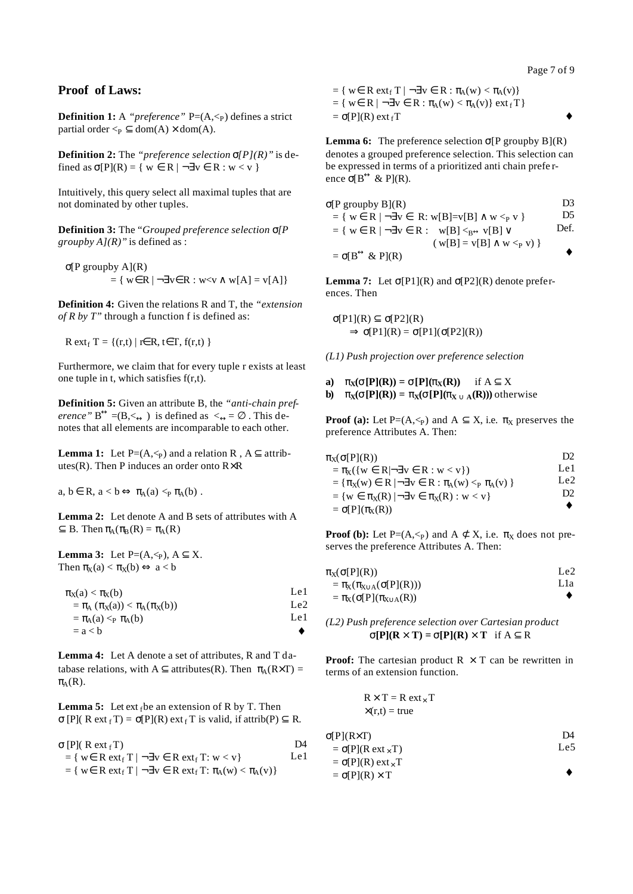## Proof of Laws:

**Definition 1:** A *"preference"* $P=(A,<_P)$ defines a strict partial order $<_P \subseteq \text{dom}(A) \times \text{dom}(A)$.

**Definition 2:** The *"preference selection $\sigma[P](R)$"* is defined as $\sigma[P](R) = \{ w \in R \mid \neg\exists v \in R : w < v \}$

Intuitively, this query select all maximal tuples that are not dominated by other tuples.

**Definition 3:** The "*Grouped preference selection $\sigma[P$ groupby $A](R)$*" is defined as :

$$\sigma[P \text{ groupby } A](R) = \{ w\in R \mid \neg\exists v\in R : w<v \wedge w[A] = v[A]\}$$

**Definition 4:** Given the relations R and T, the *"extension of R by T"* through a function f is defined as:

$$R \text{ ext}_f\ T = \{(r,t) \mid r\in R, t\in T, f(r,t) \}$$

Furthermore, we claim that for every tuple r exists at least one tuple in t, which satisfies f(r,t).

**Definition 5:** Given an attribute B, the *"anti-chain preference"* $B^{\leftrightarrow} =(B,<_{\leftrightarrow})$ is defined as $<_{\leftrightarrow} = \emptyset$ . This denotes that all elements are incomparable to each other.

**Lemma 1:** Let $P=(A,<_P)$ and a relation R , $A \subseteq$ attributes(R). Then P induces an order onto $R\times R$

$$a, b \in R,\ a < b \Leftrightarrow \pi_A(a) <_P \pi_A(b) .$$

**Lemma 2:** Let denote A and B sets of attributes with $A \subseteq B$. Then $\pi_A(\pi_B(R) = \pi_A(R)$

**Lemma 3:** Let $P=(A,<_P)$, $A \subseteq X$.
Then $\pi_X(a) < \pi_X(b) \Leftrightarrow a < b$

$$
\begin{aligned}
&\pi_X(a) < \pi_X(b) && \text{Le1}\\
&= \pi_A(\pi_X(a)) < \pi_A(\pi_X(b)) && \text{Le2}\\
&= \pi_A(a) <_P \pi_A(b) && \text{Le1}\\
&= a < b && \blacklozenge
\end{aligned}
$$

**Lemma 4:** Let A denote a set of attributes, R and T database relations, with $A \subseteq$ attributes(R). Then $\pi_A(R\times T) = \pi_A(R)$.

**Lemma 5:** Let $\text{ext}_f$ be an extension of R by T. Then $\sigma[P](R \text{ ext}_f T) = \sigma[P](R) \text{ ext}_f T$ is valid, if $\text{attrib}(P) \subseteq R$.

$$
\begin{aligned}
&\sigma[P](R \text{ ext}_f T) && \text{D4}\\
&= \{ w\in R \text{ ext}_f T \mid \neg\exists v \in R \text{ ext}_f T: w < v\} && \text{Le1}\\
&= \{ w\in R \text{ ext}_f T \mid \neg\exists v \in R \text{ ext}_f T: \pi_A(w) < \pi_A(v)\}\\
&= \{ w\in R \text{ ext}_f T \mid \neg\exists v \in R : \pi_A(w) < \pi_A(v)\}\\
&= \{ w\in R \mid \neg\exists v \in R : \pi_A(w) < \pi_A(v)\} \text{ ext}_f T\}\\
&= \sigma[P](R) \text{ ext}_f T && \blacklozenge
\end{aligned}
$$

**Lemma 6:** The preference selection $\sigma[P$ groupby $B](R)$ denotes a grouped preference selection. This selection can be expressed in terms of a prioritized anti chain preference $\sigma[B^{\leftrightarrow}$ & $P](R)$.

$$
\begin{aligned}
&\sigma[P \text{ groupby } B](R) && \text{D3}\\
&= \{ w\in R \mid \neg\exists v \in R: w[B]=v[B] \wedge w <_P v \} && \text{D5}\\
&= \{ w\in R \mid \neg\exists v \in R : w[B] <_{B\leftrightarrow} v[B] \vee ( w[B] = v[B] \wedge w <_P v) \} && \text{Def.}\\
&= \sigma[B^{\leftrightarrow} \text{ \& } P](R) && \blacklozenge
\end{aligned}
$$

**Lemma 7:** Let $\sigma[P1](R)$ and $\sigma[P2](R)$ denote preferences. Then

$$\sigma[P1](R) \subseteq \sigma[P2](R) \Rightarrow \sigma[P1](R) = \sigma[P1](\sigma[P2](R))$$

*(L1) Push projection over preference selection*

**a)** $\pi_X(\sigma[P](R)) = \sigma[P](\pi_X(R))$ if $A \subseteq X$
**b)** $\pi_X(\sigma[P](R)) = \pi_X(\sigma[P](\pi_{X \cup A}(R)))$ otherwise

**Proof (a):** Let $P=(A,<_P)$ and $A \subseteq X$, i.e. $\pi_X$ preserves the preference Attributes A. Then:

$$
\begin{aligned}
&\pi_X(\sigma[P](R)) && \text{D2}\\
&= \pi_X(\{w \in R \mid \neg\exists v \in R : w < v\}) && \text{Le1}\\
&= \{\pi_X(w) \in R \mid \neg\exists v \in R : \pi_A(w) <_P \pi_A(v) \} && \text{Le2}\\
&= \{w \in \pi_X(R) \mid \neg\exists v \in \pi_X(R) : w < v\} && \text{D2}\\
&= \sigma[P](\pi_X(R)) && \blacklozenge
\end{aligned}
$$

**Proof (b):** Let $P=(A,<_P)$ and $A \not\subseteq X$, i.e. $\pi_X$ does not preserves the preference Attributes A. Then:

$$
\begin{aligned}
&\pi_X(\sigma[P](R)) && \text{Le2}\\
&= \pi_X(\pi_{X\cup A}(\sigma[P](R))) && \text{L1a}\\
&= \pi_X(\sigma[P](\pi_{X\cup A}(R)) && \blacklozenge
\end{aligned}
$$

*(L2) Push preference selection over Cartesian product*
$\sigma[P](R \times T) = \sigma[P](R) \times T$ if $A \subseteq R$

**Proof:** The cartesian product $R \times T$ can be rewritten in terms of an extension function.

$$R \times T = R \text{ ext}_\times T$$
$$\times(r,t) = \text{true}$$

$$
\begin{aligned}
&\sigma[P](R\times T) && \text{D4}\\
&= \sigma[P](R \text{ ext}_\times T) && \text{Le5}\\
&= \sigma[P](R) \text{ ext}_\times T\\
&= \sigma[P](R) \times T && \blacklozenge
\end{aligned}
$$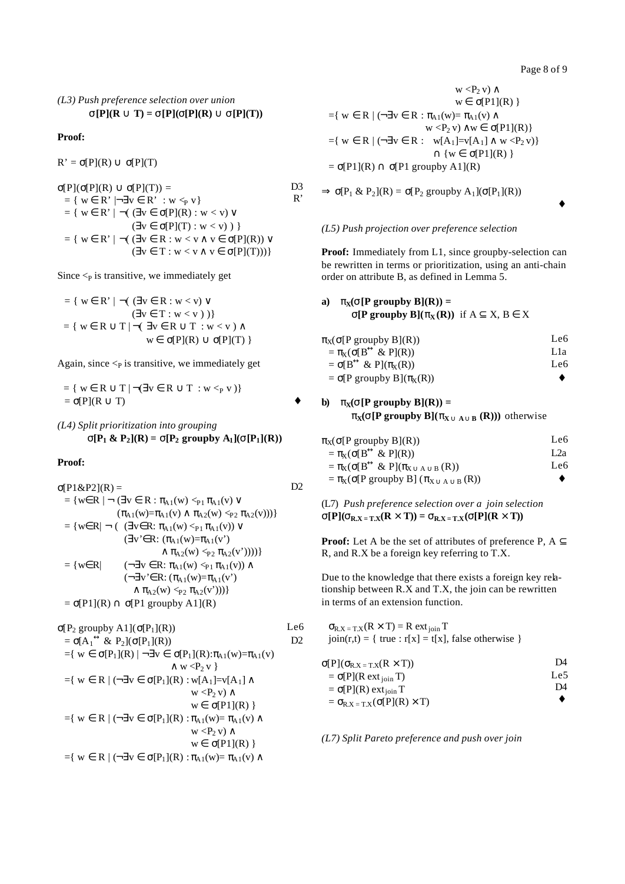*(L3) Push preference selection over union*

$$\sigma[P](R \cup T) = \sigma[P](\sigma[P](R) \cup \sigma[P](T))$$

**Proof:**

$R' = \sigma[P](R) \cup \sigma[P](T)$

$\sigma[P](\sigma[P](R) \cup \sigma[P](T)) =$ &nbsp;&nbsp;&nbsp; D3, R'

$= \{ w \in R' \mid \neg\exists v \in R' : w <_P v\}$

$= \{ w \in R' \mid \neg( (\exists v \in \sigma[P](R) : w < v) \vee (\exists v \in \sigma[P](T) : w < v) ) \}$

$= \{ w \in R' \mid \neg( (\exists v \in R : w < v \wedge v \in \sigma[P](R)) \vee (\exists v \in T : w < v \wedge v \in \sigma[P](T)))\}$

Since $<_P$ is transitive, we immediately get

$= \{ w \in R' \mid \neg( (\exists v \in R : w < v) \vee (\exists v \in T : w < v ) )\}$

$= \{ w \in R \cup T \mid \neg( \exists v \in R \cup T : w < v ) \wedge w \in \sigma[P](R) \cup \sigma[P](T) \}$

Again, since $<_P$ is transitive, we immediately get

$= \{ w \in R \cup T \mid \neg(\exists v \in R \cup T : w <_P v )\}$

$= \sigma[P](R \cup T)$ ♦

*(L4) Split prioritization into grouping*

$$\sigma[P_1 \,\&\, P_2](R) = \sigma[P_2 \text{ groupby } A_1](\sigma[P_1](R))$$

**Proof:**

$\sigma[P1\&P2](R) =$ &nbsp;&nbsp;&nbsp; D2

$= \{w\in R \mid \neg (\exists v \in R : \pi_{A1}(w) <_{P1} \pi_{A1}(v) \vee (\pi_{A1}(w)=\pi_{A1}(v) \wedge \pi_{A2}(w) <_{P2} \pi_{A2}(v)))\}$

$= \{w\in R \mid \neg ( (\exists v\in R: \pi_{A1}(w) <_{P1} \pi_{A1}(v)) \vee (\exists v'\in R: (\pi_{A1}(w)=\pi_{A1}(v') \wedge \pi_{A2}(w) <_{P2} \pi_{A2}(v'))))\}$

$= \{w\in R \mid (\neg\exists v \in R: \pi_{A1}(w) <_{P1} \pi_{A1}(v)) \wedge (\neg\exists v'\in R: (\pi_{A1}(w)=\pi_{A1}(v') \wedge \pi_{A2}(w) <_{P2} \pi_{A2}(v')))\}$

$= \sigma[P1](R) \cap \sigma[P1 \text{ groupby } A1](R)$

$\sigma[P_2 \text{ groupby } A1](\sigma[P_1](R))$ &nbsp;&nbsp;&nbsp; Le6

$= \sigma[A_1^{\leftrightarrow} \,\&\, P_2](\sigma[P_1](R))$ &nbsp;&nbsp;&nbsp; D2

$=\{ w \in \sigma[P_1](R) \mid \neg\exists v \in \sigma[P_1](R): \pi_{A1}(w)=\pi_{A1}(v) \wedge w <_{P_2} v \}$

$=\{ w \in R \mid (\neg\exists v \in \sigma[P_1](R) : w[A_1]=v[A_1] \wedge w <_{P_2} v) \wedge w \in \sigma[P1](R) \}$

$=\{ w \in R \mid (\neg\exists v \in \sigma[P_1](R) : \pi_{A1}(w)= \pi_{A1}(v) \wedge w <_{P_2} v) \wedge w \in \sigma[P1](R) \}$

$=\{ w \in R \mid (\neg\exists v \in \sigma[P_1](R) : \pi_{A1}(w)= \pi_{A1}(v) \wedge w <_{P_2} v) \wedge w \in \sigma[P1](R) \}$

$=\{ w \in R \mid (\neg\exists v \in R : \pi_{A1}(w)= \pi_{A1}(v) \wedge w <_{P_2} v) \wedge w \in \sigma[P1](R)\}$

$=\{ w \in R \mid (\neg\exists v \in R : w[A_1]=v[A_1] \wedge w <_{P_2} v)\} \cap \{w \in \sigma[P1](R) \}$

$= \sigma[P1](R) \cap \sigma[P1 \text{ groupby } A1](R)$

$\Rightarrow \sigma[P_1 \,\&\, P_2](R) = \sigma[P_2 \text{ groupby } A_1](\sigma[P_1](R))$ ♦

*(L5) Push projection over preference selection*

**Proof:** Immediately from L1, since groupby-selection can be rewritten in terms or prioritization, using an anti-chain order on attribute B, as defined in Lemma 5.

**a)** $\pi_X(\sigma[P \text{ groupby } B](R)) = \sigma[P \text{ groupby } B](\pi_X(R))$ if $A \subseteq X$, $B \in X$

$\pi_X(\sigma[P \text{ groupby } B](R))$ &nbsp;&nbsp;&nbsp; Le6

$= \pi_X(\sigma[B^{\leftrightarrow} \,\&\, P](R))$ &nbsp;&nbsp;&nbsp; L1a

$= \sigma[B^{\leftrightarrow} \,\&\, P](\pi_X(R))$ &nbsp;&nbsp;&nbsp; Le6

$= \sigma[P \text{ groupby } B](\pi_X(R))$ ♦

**b)** $\pi_X(\sigma[P \text{ groupby } B](R)) = \pi_X(\sigma[P \text{ groupby } B](\pi_{X \cup A \cup B}(R)))$ otherwise

$\pi_X(\sigma[P \text{ groupby } B](R))$ &nbsp;&nbsp;&nbsp; Le6

$= \pi_X(\sigma[B^{\leftrightarrow} \,\&\, P](R))$ &nbsp;&nbsp;&nbsp; L2a

$= \pi_X(\sigma[B^{\leftrightarrow} \,\&\, P](\pi_{X \cup A \cup B}(R))$ &nbsp;&nbsp;&nbsp; Le6

$= \pi_X(\sigma[P \text{ groupby } B] (\pi_{X \cup A \cup B}(R))$ ♦

(L7) *Push preference selection over a join selection*

$$\sigma[P](\sigma_{R.X = T.X}(R \times T)) = \sigma_{R.X = T.X}(\sigma[P](R \times T))$$

**Proof:** Let A be the set of attributes of preference P, $A \subseteq R$, and R.X be a foreign key referring to T.X.

Due to the knowledge that there exists a foreign key relationship between R.X and T.X, the join can be rewritten in terms of an extension function.

$\sigma_{R.X = T.X}(R \times T) = R \text{ ext}_{join} T$

$join(r,t) = \{ \text{true} : r[x] = t[x], \text{false otherwise} \}$

$\sigma[P](\sigma_{R.X = T.X}(R \times T))$ &nbsp;&nbsp;&nbsp; D4

$= \sigma[P](R \text{ ext}_{join} T)$ &nbsp;&nbsp;&nbsp; Le5

$= \sigma[P](R) \text{ ext}_{join} T$ &nbsp;&nbsp;&nbsp; D4

$= \sigma_{R.X = T.X}(\sigma[P](R) \times T)$ ♦

*(L7) Split Pareto preference and push over join*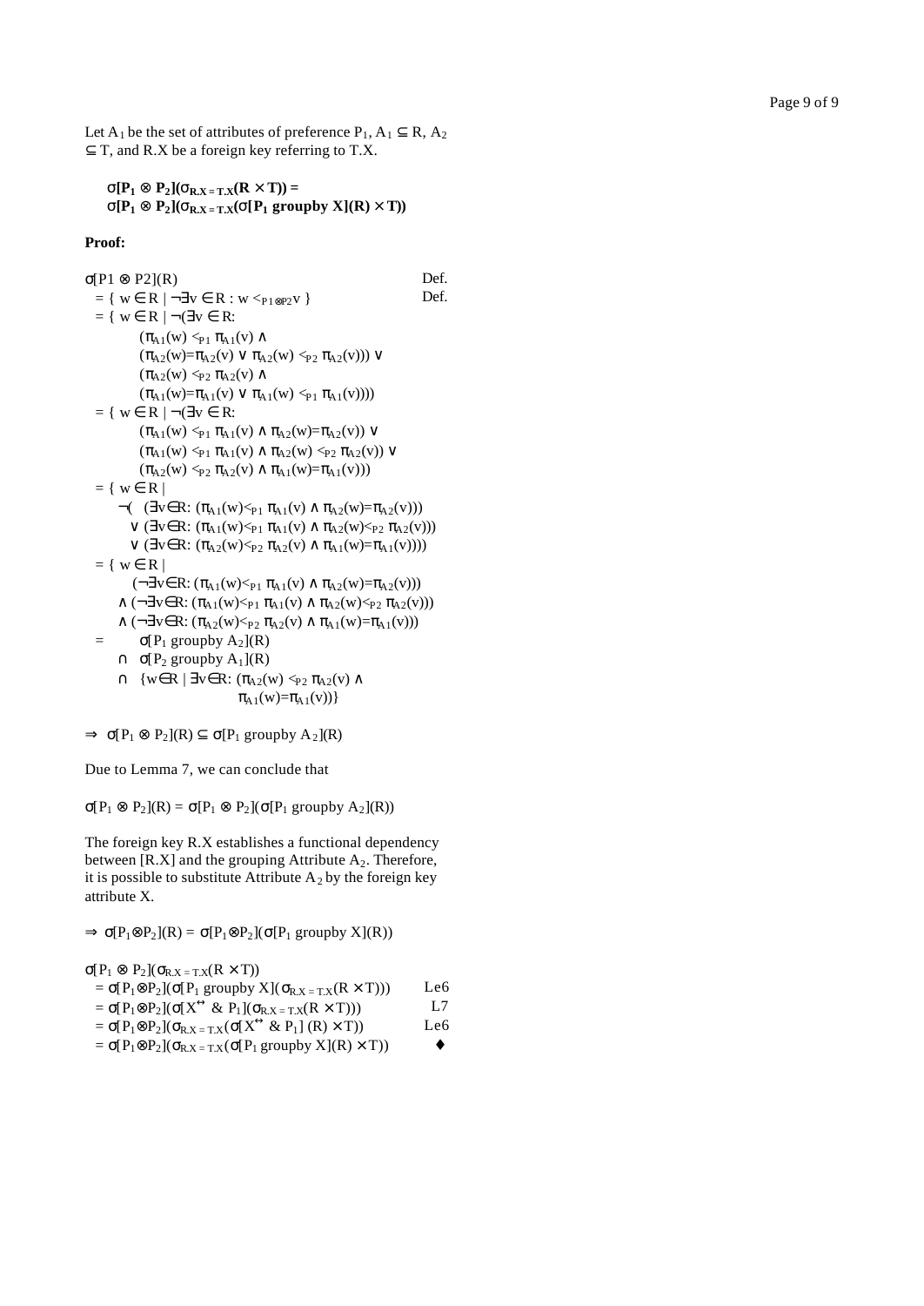Let $A_1$ be the set of attributes of preference $P_1$, $A_1 \subseteq R$, $A_2 \subseteq T$, and R.X be a foreign key referring to T.X.

$$\sigma[P_1 \otimes P_2](\sigma_{R.X = T.X}(R \times T)) =$$
$$\sigma[P_1 \otimes P_2](\sigma_{R.X = T.X}(\sigma[P_1 \text{ groupby } X](R) \times T))$$

**Proof:**

$$
\begin{aligned}
&\sigma[P1 \otimes P2](R) && \text{Def.}\\
&= \{ w \in R \mid \neg\exists v \in R : w <_{P1\otimes P2} v \} && \text{Def.}\\
&= \{ w \in R \mid \neg(\exists v \in R: \\
&\qquad (\pi_{A1}(w) <_{P1} \pi_{A1}(v) \wedge \\
&\qquad (\pi_{A2}(w)=\pi_{A2}(v) \vee \pi_{A2}(w) <_{P2} \pi_{A2}(v))) \vee \\
&\qquad (\pi_{A2}(w) <_{P2} \pi_{A2}(v) \wedge \\
&\qquad (\pi_{A1}(w)=\pi_{A1}(v) \vee \pi_{A1}(w) <_{P1} \pi_{A1}(v)))) \\
&= \{ w \in R \mid \neg(\exists v \in R: \\
&\qquad (\pi_{A1}(w) <_{P1} \pi_{A1}(v) \wedge \pi_{A2}(w)=\pi_{A2}(v)) \vee \\
&\qquad (\pi_{A1}(w) <_{P1} \pi_{A1}(v) \wedge \pi_{A2}(w) <_{P2} \pi_{A2}(v)) \vee \\
&\qquad (\pi_{A2}(w) <_{P2} \pi_{A2}(v) \wedge \pi_{A1}(w)=\pi_{A1}(v))) \\
&= \{ w \in R \mid \\
&\qquad \neg( (\exists v\in R: (\pi_{A1}(w)<_{P1} \pi_{A1}(v) \wedge \pi_{A2}(w)=\pi_{A2}(v))) \\
&\qquad \vee (\exists v\in R: (\pi_{A1}(w)<_{P1} \pi_{A1}(v) \wedge \pi_{A2}(w)<_{P2} \pi_{A2}(v))) \\
&\qquad \vee (\exists v\in R: (\pi_{A2}(w)<_{P2} \pi_{A2}(v) \wedge \pi_{A1}(w)=\pi_{A1}(v)))) \\
&= \{ w \in R \mid \\
&\qquad (\neg\exists v\in R: (\pi_{A1}(w)<_{P1} \pi_{A1}(v) \wedge \pi_{A2}(w)=\pi_{A2}(v))) \\
&\qquad \wedge (\neg\exists v\in R: (\pi_{A1}(w)<_{P1} \pi_{A1}(v) \wedge \pi_{A2}(w)<_{P2} \pi_{A2}(v))) \\
&\qquad \wedge (\neg\exists v\in R: (\pi_{A2}(w)<_{P2} \pi_{A2}(v) \wedge \pi_{A1}(w)=\pi_{A1}(v))) \\
&= \quad \sigma[P_1 \text{ groupby } A_2](R) \\
&\qquad \cap \;\; \sigma[P_2 \text{ groupby } A_1](R) \\
&\qquad \cap \;\; \{w\in R \mid \exists v\in R: (\pi_{A2}(w) <_{P2} \pi_{A2}(v) \wedge \\
&\qquad\qquad \pi_{A1}(w)=\pi_{A1}(v))\}
\end{aligned}
$$

$\Rightarrow \;\sigma[P_1 \otimes P_2](R) \subseteq \sigma[P_1 \text{ groupby } A_2](R)$

Due to Lemma 7, we can conclude that

$\sigma[P_1 \otimes P_2](R) = \sigma[P_1 \otimes P_2](\sigma[P_1 \text{ groupby } A_2](R))$

The foreign key R.X establishes a functional dependency between [R.X] and the grouping Attribute $A_2$. Therefore, it is possible to substitute Attribute $A_2$ by the foreign key attribute X.

$\Rightarrow \;\sigma[P_1 \otimes P_2](R) = \sigma[P_1 \otimes P_2](\sigma[P_1 \text{ groupby } X](R))$

$$
\begin{aligned}
&\sigma[P_1 \otimes P_2](\sigma_{R.X = T.X}(R \times T)) \\
&= \sigma[P_1 \otimes P_2](\sigma[P_1 \text{ groupby } X](\sigma_{R.X = T.X}(R \times T))) && \text{Le6}\\
&= \sigma[P_1 \otimes P_2](\sigma[X^{\leftrightarrow} \;\&\; P_1](\sigma_{R.X = T.X}(R \times T))) && \text{L7}\\
&= \sigma[P_1 \otimes P_2](\sigma_{R.X = T.X}(\sigma[X^{\leftrightarrow} \;\&\; P_1](R) \times T)) && \text{Le6}\\
&= \sigma[P_1 \otimes P_2](\sigma_{R.X = T.X}(\sigma[P_1 \text{ groupby } X](R) \times T)) && \blacklozenge
\end{aligned}
$$